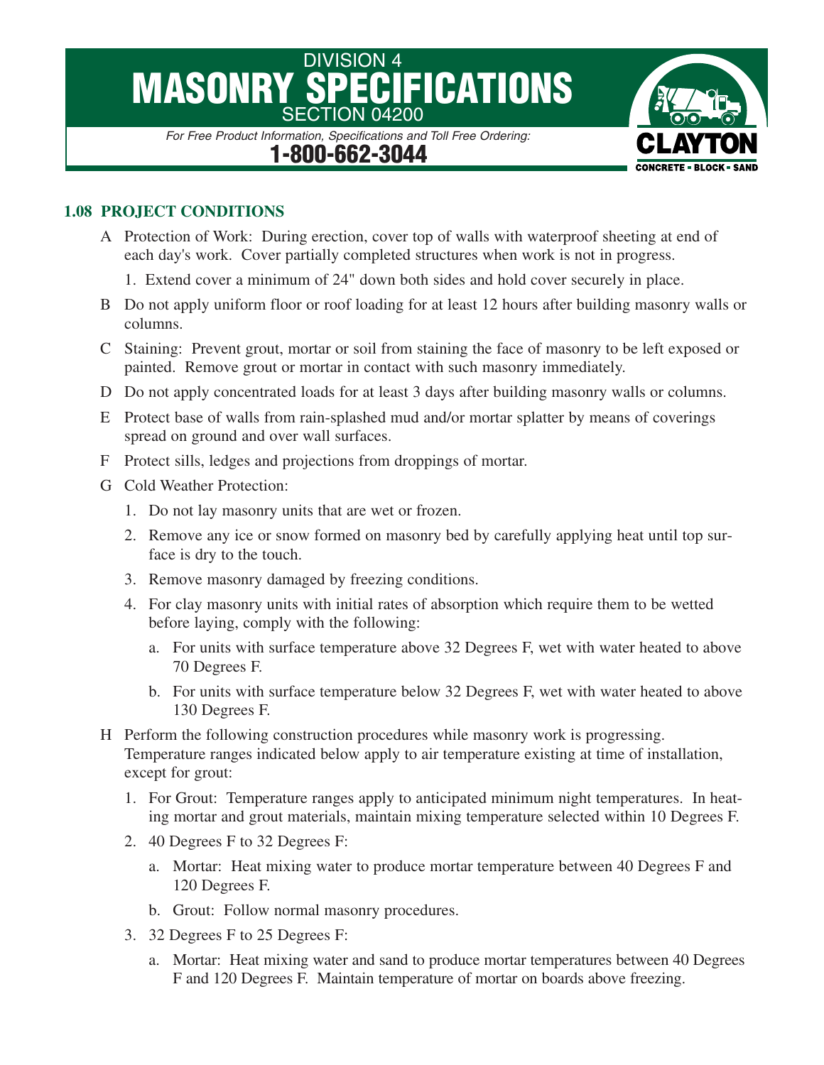# DIVISION 4
# MASONRY SPECIFICATIONS
## SECTION 04200

*For Free Product Information, Specifications and Toll Free Ordering:*

**1-800-662-3044**

CLAYTON
CONCRETE • BLOCK • SAND

### 1.08 PROJECT CONDITIONS

A Protection of Work: During erection, cover top of walls with waterproof sheeting at end of each day's work. Cover partially completed structures when work is not in progress.

1. Extend cover a minimum of 24" down both sides and hold cover securely in place.

B Do not apply uniform floor or roof loading for at least 12 hours after building masonry walls or columns.

C Staining: Prevent grout, mortar or soil from staining the face of masonry to be left exposed or painted. Remove grout or mortar in contact with such masonry immediately.

D Do not apply concentrated loads for at least 3 days after building masonry walls or columns.

E Protect base of walls from rain-splashed mud and/or mortar splatter by means of coverings spread on ground and over wall surfaces.

F Protect sills, ledges and projections from droppings of mortar.

G Cold Weather Protection:

1. Do not lay masonry units that are wet or frozen.
2. Remove any ice or snow formed on masonry bed by carefully applying heat until top surface is dry to the touch.
3. Remove masonry damaged by freezing conditions.
4. For clay masonry units with initial rates of absorption which require them to be wetted before laying, comply with the following:
   a. For units with surface temperature above 32 Degrees F, wet with water heated to above 70 Degrees F.
   b. For units with surface temperature below 32 Degrees F, wet with water heated to above 130 Degrees F.

H Perform the following construction procedures while masonry work is progressing. Temperature ranges indicated below apply to air temperature existing at time of installation, except for grout:

1. For Grout: Temperature ranges apply to anticipated minimum night temperatures. In heating mortar and grout materials, maintain mixing temperature selected within 10 Degrees F.
2. 40 Degrees F to 32 Degrees F:
   a. Mortar: Heat mixing water to produce mortar temperature between 40 Degrees F and 120 Degrees F.
   b. Grout: Follow normal masonry procedures.
3. 32 Degrees F to 25 Degrees F:
   a. Mortar: Heat mixing water and sand to produce mortar temperatures between 40 Degrees F and 120 Degrees F. Maintain temperature of mortar on boards above freezing.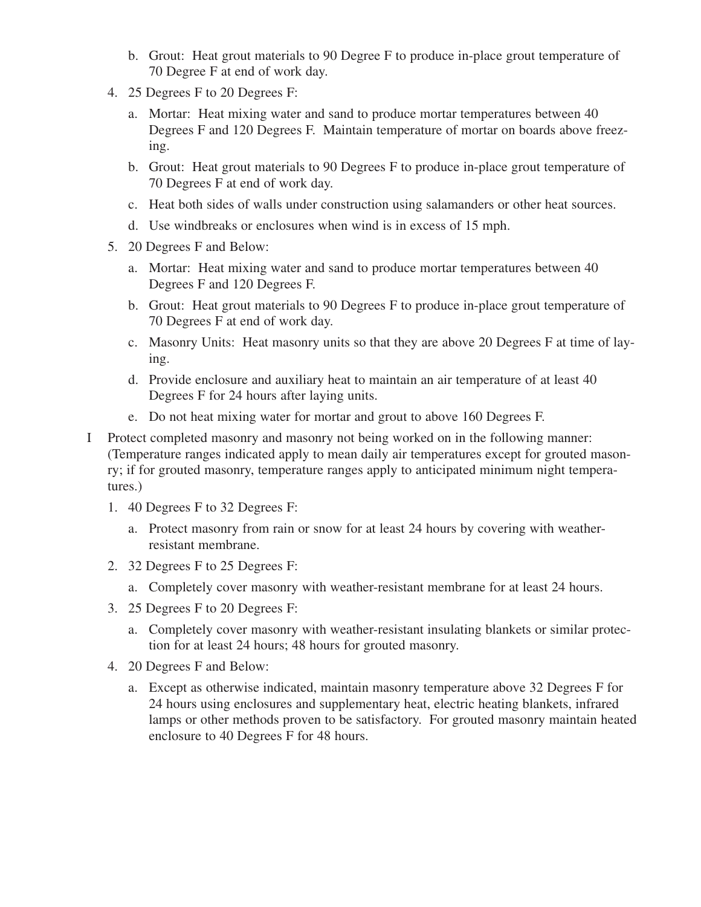b. Grout: Heat grout materials to 90 Degree F to produce in-place grout temperature of 70 Degree F at end of work day.

4. 25 Degrees F to 20 Degrees F:

   a. Mortar: Heat mixing water and sand to produce mortar temperatures between 40 Degrees F and 120 Degrees F. Maintain temperature of mortar on boards above freezing.

   b. Grout: Heat grout materials to 90 Degrees F to produce in-place grout temperature of 70 Degrees F at end of work day.

   c. Heat both sides of walls under construction using salamanders or other heat sources.

   d. Use windbreaks or enclosures when wind is in excess of 15 mph.

5. 20 Degrees F and Below:

   a. Mortar: Heat mixing water and sand to produce mortar temperatures between 40 Degrees F and 120 Degrees F.

   b. Grout: Heat grout materials to 90 Degrees F to produce in-place grout temperature of 70 Degrees F at end of work day.

   c. Masonry Units: Heat masonry units so that they are above 20 Degrees F at time of laying.

   d. Provide enclosure and auxiliary heat to maintain an air temperature of at least 40 Degrees F for 24 hours after laying units.

   e. Do not heat mixing water for mortar and grout to above 160 Degrees F.

I Protect completed masonry and masonry not being worked on in the following manner: (Temperature ranges indicated apply to mean daily air temperatures except for grouted masonry; if for grouted masonry, temperature ranges apply to anticipated minimum night temperatures.)

1. 40 Degrees F to 32 Degrees F:

   a. Protect masonry from rain or snow for at least 24 hours by covering with weather-resistant membrane.

2. 32 Degrees F to 25 Degrees F:

   a. Completely cover masonry with weather-resistant membrane for at least 24 hours.

3. 25 Degrees F to 20 Degrees F:

   a. Completely cover masonry with weather-resistant insulating blankets or similar protection for at least 24 hours; 48 hours for grouted masonry.

4. 20 Degrees F and Below:

   a. Except as otherwise indicated, maintain masonry temperature above 32 Degrees F for 24 hours using enclosures and supplementary heat, electric heating blankets, infrared lamps or other methods proven to be satisfactory. For grouted masonry maintain heated enclosure to 40 Degrees F for 48 hours.